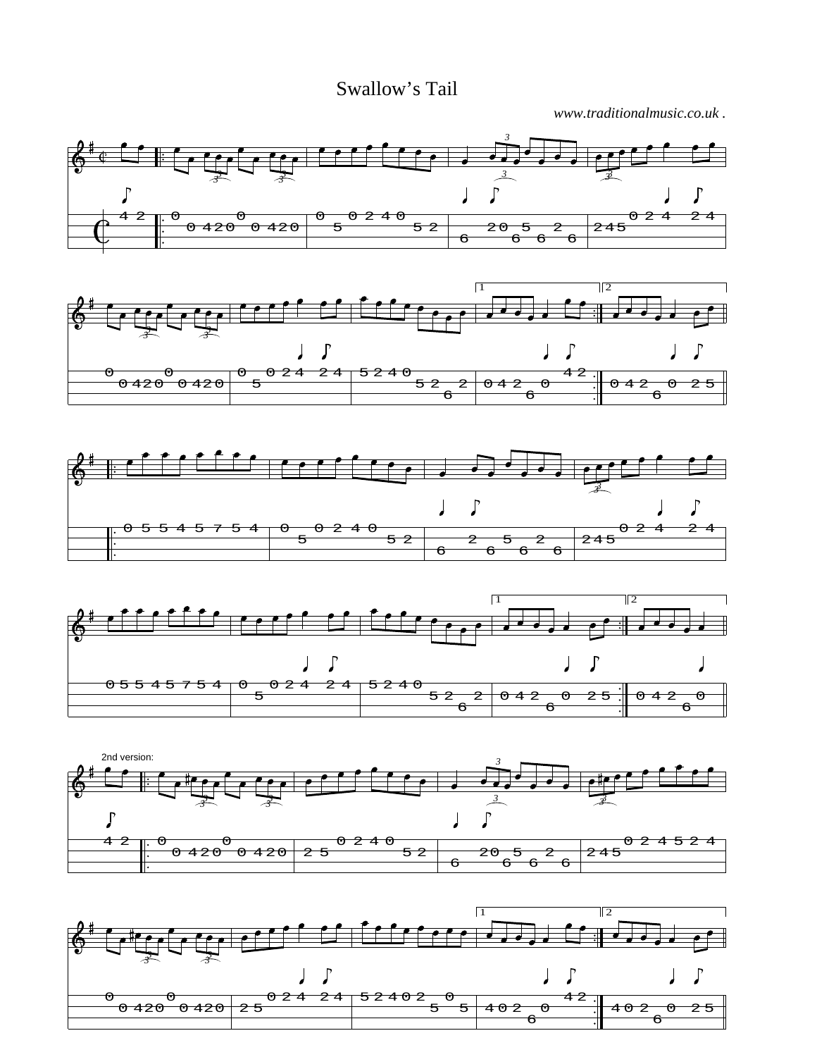# Swallow's Tail

*www.traditionalmusic.co.uk .*

2nd version: